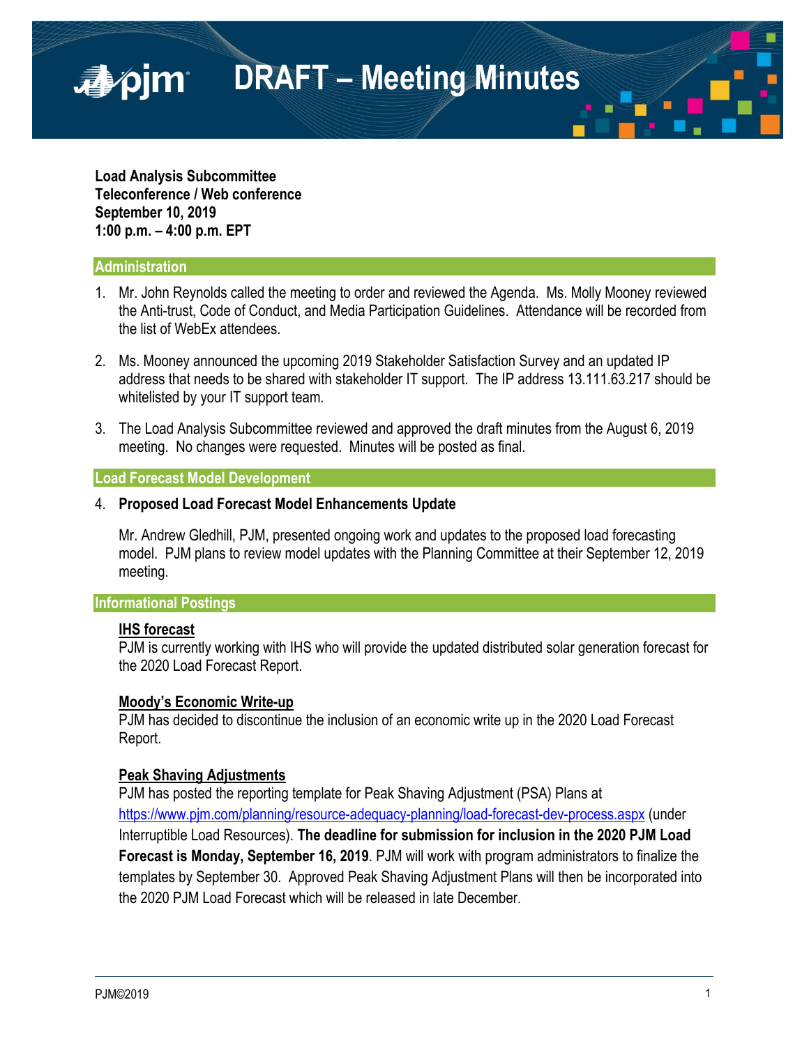# DRAFT – Meeting Minutes

**Load Analysis Subcommittee**
**Teleconference / Web conference**
**September 10, 2019**
**1:00 p.m. – 4:00 p.m. EPT**

## Administration

1. Mr. John Reynolds called the meeting to order and reviewed the Agenda. Ms. Molly Mooney reviewed the Anti-trust, Code of Conduct, and Media Participation Guidelines. Attendance will be recorded from the list of WebEx attendees.

2. Ms. Mooney announced the upcoming 2019 Stakeholder Satisfaction Survey and an updated IP address that needs to be shared with stakeholder IT support. The IP address 13.111.63.217 should be whitelisted by your IT support team.

3. The Load Analysis Subcommittee reviewed and approved the draft minutes from the August 6, 2019 meeting. No changes were requested. Minutes will be posted as final.

## Load Forecast Model Development

4. **Proposed Load Forecast Model Enhancements Update**

   Mr. Andrew Gledhill, PJM, presented ongoing work and updates to the proposed load forecasting model. PJM plans to review model updates with the Planning Committee at their September 12, 2019 meeting.

## Informational Postings

**IHS forecast**
PJM is currently working with IHS who will provide the updated distributed solar generation forecast for the 2020 Load Forecast Report.

**Moody's Economic Write-up**
PJM has decided to discontinue the inclusion of an economic write up in the 2020 Load Forecast Report.

**Peak Shaving Adjustments**
PJM has posted the reporting template for Peak Shaving Adjustment (PSA) Plans at https://www.pjm.com/planning/resource-adequacy-planning/load-forecast-dev-process.aspx (under Interruptible Load Resources). **The deadline for submission for inclusion in the 2020 PJM Load Forecast is Monday, September 16, 2019**. PJM will work with program administrators to finalize the templates by September 30. Approved Peak Shaving Adjustment Plans will then be incorporated into the 2020 PJM Load Forecast which will be released in late December.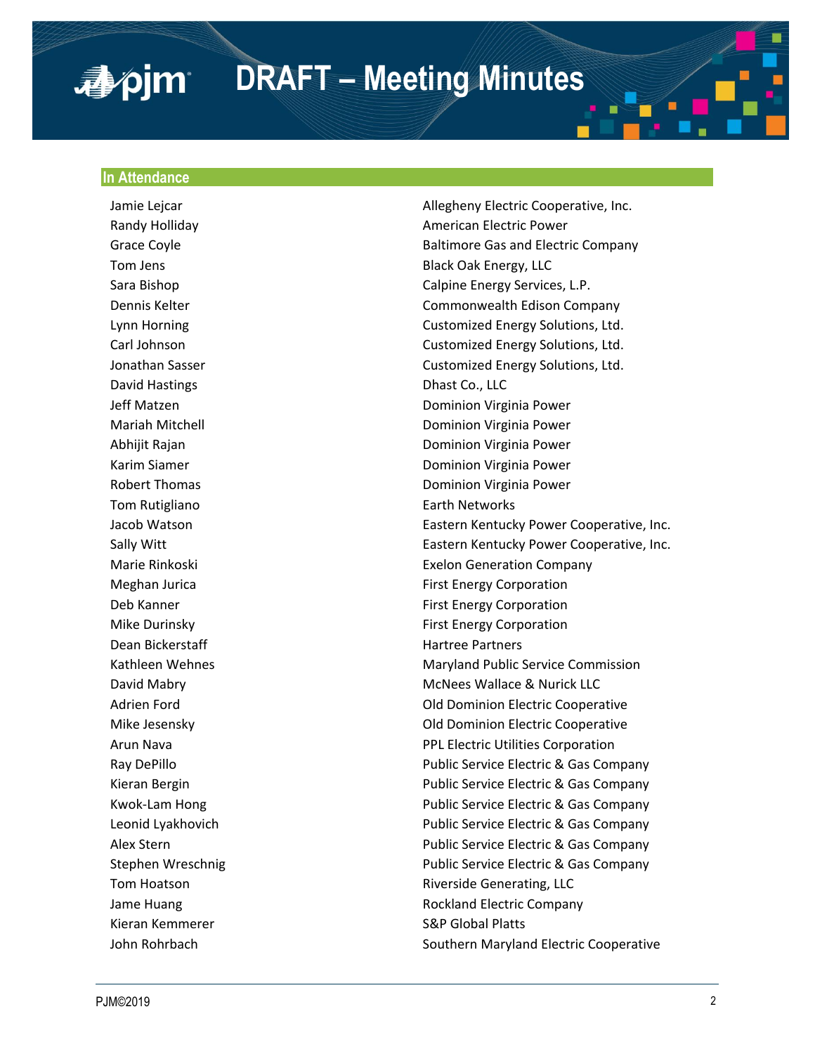## In Attendance

| | |
|---|---|
| Jamie Lejcar | Allegheny Electric Cooperative, Inc. |
| Randy Holliday | American Electric Power |
| Grace Coyle | Baltimore Gas and Electric Company |
| Tom Jens | Black Oak Energy, LLC |
| Sara Bishop | Calpine Energy Services, L.P. |
| Dennis Kelter | Commonwealth Edison Company |
| Lynn Horning | Customized Energy Solutions, Ltd. |
| Carl Johnson | Customized Energy Solutions, Ltd. |
| Jonathan Sasser | Customized Energy Solutions, Ltd. |
| David Hastings | Dhast Co., LLC |
| Jeff Matzen | Dominion Virginia Power |
| Mariah Mitchell | Dominion Virginia Power |
| Abhijit Rajan | Dominion Virginia Power |
| Karim Siamer | Dominion Virginia Power |
| Robert Thomas | Dominion Virginia Power |
| Tom Rutigliano | Earth Networks |
| Jacob Watson | Eastern Kentucky Power Cooperative, Inc. |
| Sally Witt | Eastern Kentucky Power Cooperative, Inc. |
| Marie Rinkoski | Exelon Generation Company |
| Meghan Jurica | First Energy Corporation |
| Deb Kanner | First Energy Corporation |
| Mike Durinsky | First Energy Corporation |
| Dean Bickerstaff | Hartree Partners |
| Kathleen Wehnes | Maryland Public Service Commission |
| David Mabry | McNees Wallace & Nurick LLC |
| Adrien Ford | Old Dominion Electric Cooperative |
| Mike Jesensky | Old Dominion Electric Cooperative |
| Arun Nava | PPL Electric Utilities Corporation |
| Ray DePillo | Public Service Electric & Gas Company |
| Kieran Bergin | Public Service Electric & Gas Company |
| Kwok-Lam Hong | Public Service Electric & Gas Company |
| Leonid Lyakhovich | Public Service Electric & Gas Company |
| Alex Stern | Public Service Electric & Gas Company |
| Stephen Wreschnig | Public Service Electric & Gas Company |
| Tom Hoatson | Riverside Generating, LLC |
| Jame Huang | Rockland Electric Company |
| Kieran Kemmerer | S&P Global Platts |
| John Rohrbach | Southern Maryland Electric Cooperative |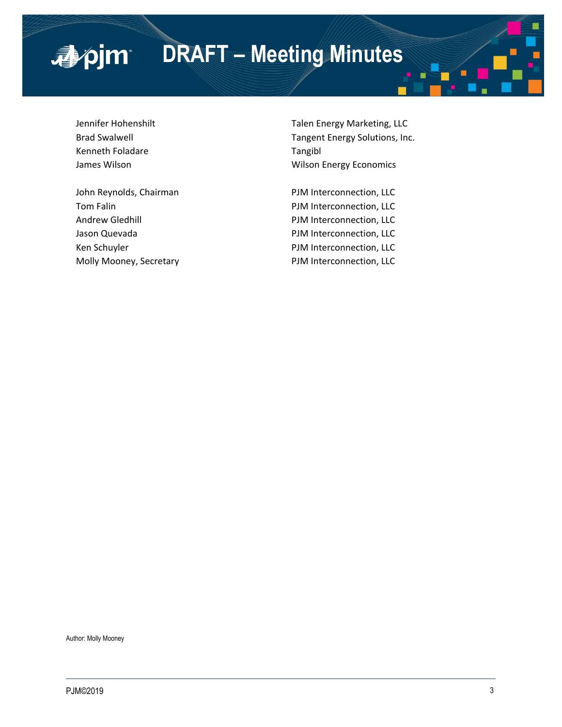| | |
|---|---|
| Jennifer Hohenshilt | Talen Energy Marketing, LLC |
| Brad Swalwell | Tangent Energy Solutions, Inc. |
| Kenneth Foladare | Tangibl |
| James Wilson | Wilson Energy Economics |
| | |
| John Reynolds, Chairman | PJM Interconnection, LLC |
| Tom Falin | PJM Interconnection, LLC |
| Andrew Gledhill | PJM Interconnection, LLC |
| Jason Quevada | PJM Interconnection, LLC |
| Ken Schuyler | PJM Interconnection, LLC |
| Molly Mooney, Secretary | PJM Interconnection, LLC |

Author: Molly Mooney